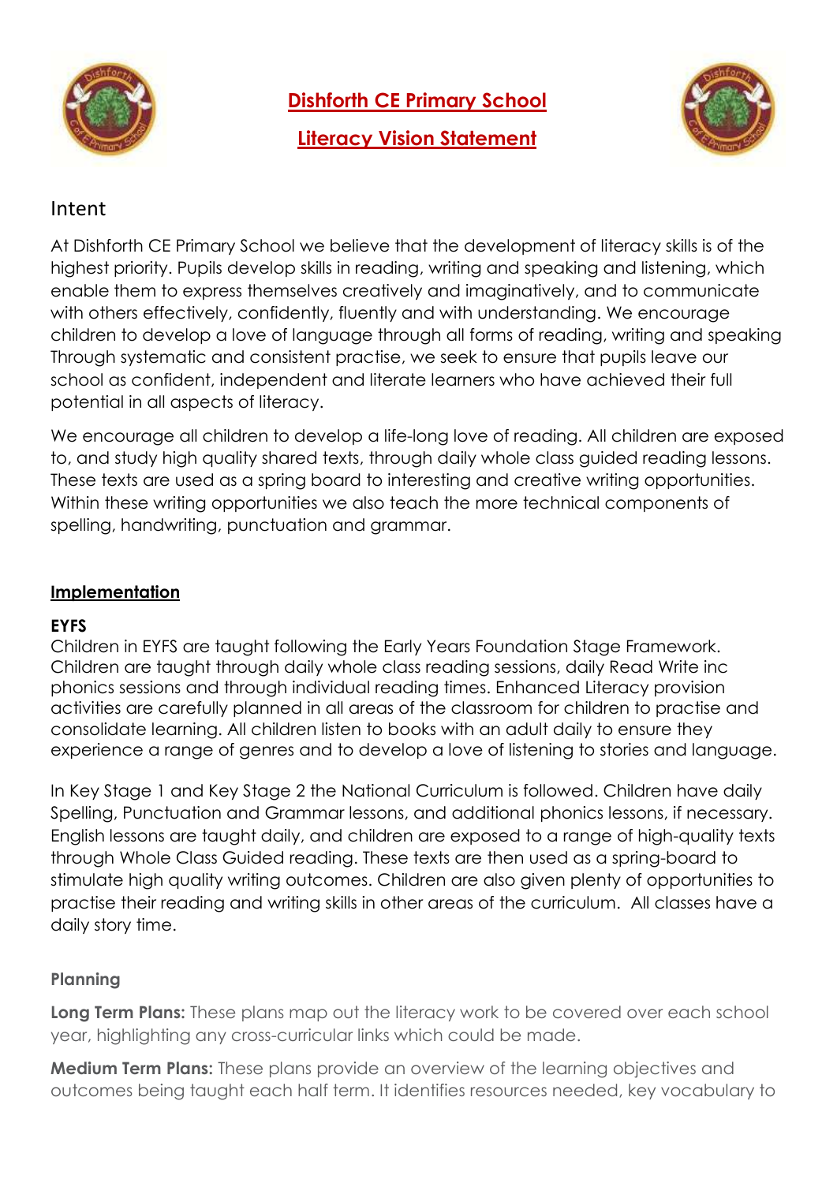# Dishforth CE Primary School

# Literacy Vision Statement

## Intent

At Dishforth CE Primary School we believe that the development of literacy skills is of the highest priority. Pupils develop skills in reading, writing and speaking and listening, which enable them to express themselves creatively and imaginatively, and to communicate with others effectively, confidently, fluently and with understanding. We encourage children to develop a love of language through all forms of reading, writing and speaking Through systematic and consistent practise, we seek to ensure that pupils leave our school as confident, independent and literate learners who have achieved their full potential in all aspects of literacy.

We encourage all children to develop a life-long love of reading. All children are exposed to, and study high quality shared texts, through daily whole class guided reading lessons. These texts are used as a spring board to interesting and creative writing opportunities. Within these writing opportunities we also teach the more technical components of spelling, handwriting, punctuation and grammar.

## Implementation

### EYFS

Children in EYFS are taught following the Early Years Foundation Stage Framework. Children are taught through daily whole class reading sessions, daily Read Write inc phonics sessions and through individual reading times. Enhanced Literacy provision activities are carefully planned in all areas of the classroom for children to practise and consolidate learning. All children listen to books with an adult daily to ensure they experience a range of genres and to develop a love of listening to stories and language.

In Key Stage 1 and Key Stage 2 the National Curriculum is followed. Children have daily Spelling, Punctuation and Grammar lessons, and additional phonics lessons, if necessary. English lessons are taught daily, and children are exposed to a range of high-quality texts through Whole Class Guided reading. These texts are then used as a spring-board to stimulate high quality writing outcomes. Children are also given plenty of opportunities to practise their reading and writing skills in other areas of the curriculum. All classes have a daily story time.

### Planning

**Long Term Plans:** These plans map out the literacy work to be covered over each school year, highlighting any cross-curricular links which could be made.

**Medium Term Plans:** These plans provide an overview of the learning objectives and outcomes being taught each half term. It identifies resources needed, key vocabulary to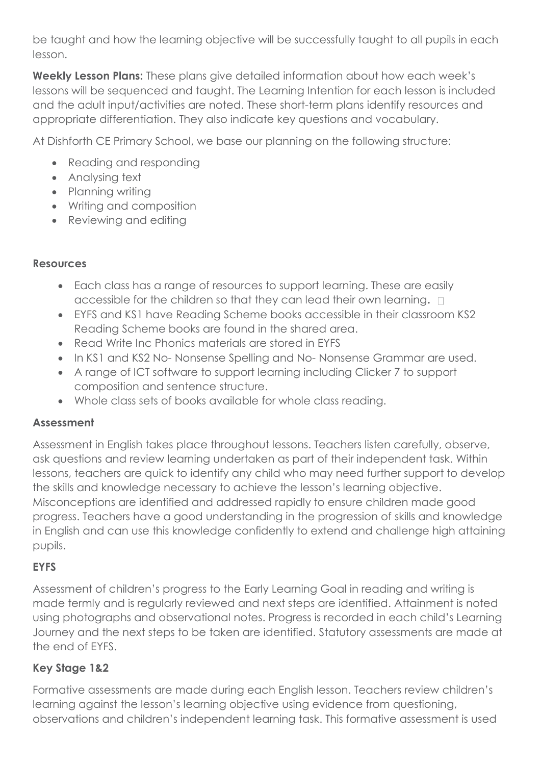be taught and how the learning objective will be successfully taught to all pupils in each lesson.

**Weekly Lesson Plans:** These plans give detailed information about how each week's lessons will be sequenced and taught. The Learning Intention for each lesson is included and the adult input/activities are noted. These short-term plans identify resources and appropriate differentiation. They also indicate key questions and vocabulary.

At Dishforth CE Primary School, we base our planning on the following structure:

- Reading and responding
- Analysing text
- Planning writing
- Writing and composition
- Reviewing and editing

**Resources**

- Each class has a range of resources to support learning. These are easily accessible for the children so that they can lead their own learning.
- EYFS and KS1 have Reading Scheme books accessible in their classroom KS2 Reading Scheme books are found in the shared area.
- Read Write Inc Phonics materials are stored in EYFS
- In KS1 and KS2 No- Nonsense Spelling and No- Nonsense Grammar are used.
- A range of ICT software to support learning including Clicker 7 to support composition and sentence structure.
- Whole class sets of books available for whole class reading.

**Assessment**

Assessment in English takes place throughout lessons. Teachers listen carefully, observe, ask questions and review learning undertaken as part of their independent task. Within lessons, teachers are quick to identify any child who may need further support to develop the skills and knowledge necessary to achieve the lesson's learning objective. Misconceptions are identified and addressed rapidly to ensure children made good progress. Teachers have a good understanding in the progression of skills and knowledge in English and can use this knowledge confidently to extend and challenge high attaining pupils.

**EYFS**

Assessment of children's progress to the Early Learning Goal in reading and writing is made termly and is regularly reviewed and next steps are identified. Attainment is noted using photographs and observational notes. Progress is recorded in each child's Learning Journey and the next steps to be taken are identified. Statutory assessments are made at the end of EYFS.

**Key Stage 1&2**

Formative assessments are made during each English lesson. Teachers review children's learning against the lesson's learning objective using evidence from questioning, observations and children's independent learning task. This formative assessment is used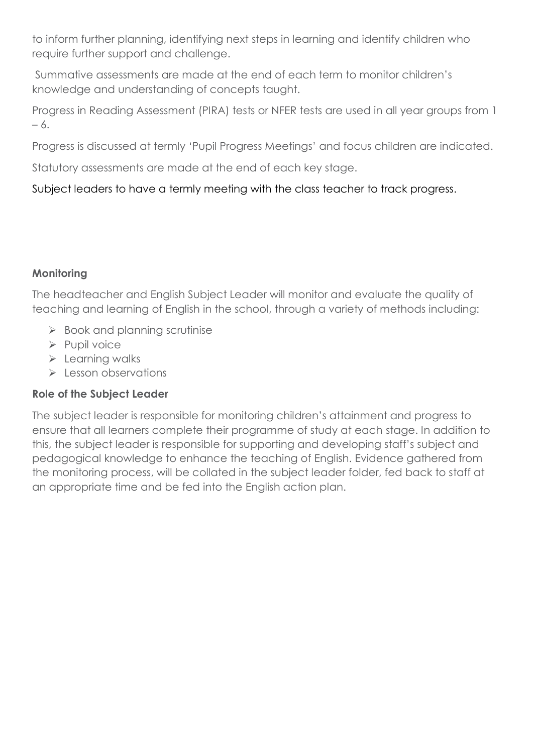to inform further planning, identifying next steps in learning and identify children who require further support and challenge.

Summative assessments are made at the end of each term to monitor children's knowledge and understanding of concepts taught.

Progress in Reading Assessment (PIRA) tests or NFER tests are used in all year groups from 1 – 6.

Progress is discussed at termly 'Pupil Progress Meetings' and focus children are indicated.

Statutory assessments are made at the end of each key stage.

Subject leaders to have a termly meeting with the class teacher to track progress.

**Monitoring**

The headteacher and English Subject Leader will monitor and evaluate the quality of teaching and learning of English in the school, through a variety of methods including:

- Book and planning scrutinise
- Pupil voice
- Learning walks
- Lesson observations

**Role of the Subject Leader**

The subject leader is responsible for monitoring children's attainment and progress to ensure that all learners complete their programme of study at each stage. In addition to this, the subject leader is responsible for supporting and developing staff's subject and pedagogical knowledge to enhance the teaching of English. Evidence gathered from the monitoring process, will be collated in the subject leader folder, fed back to staff at an appropriate time and be fed into the English action plan.